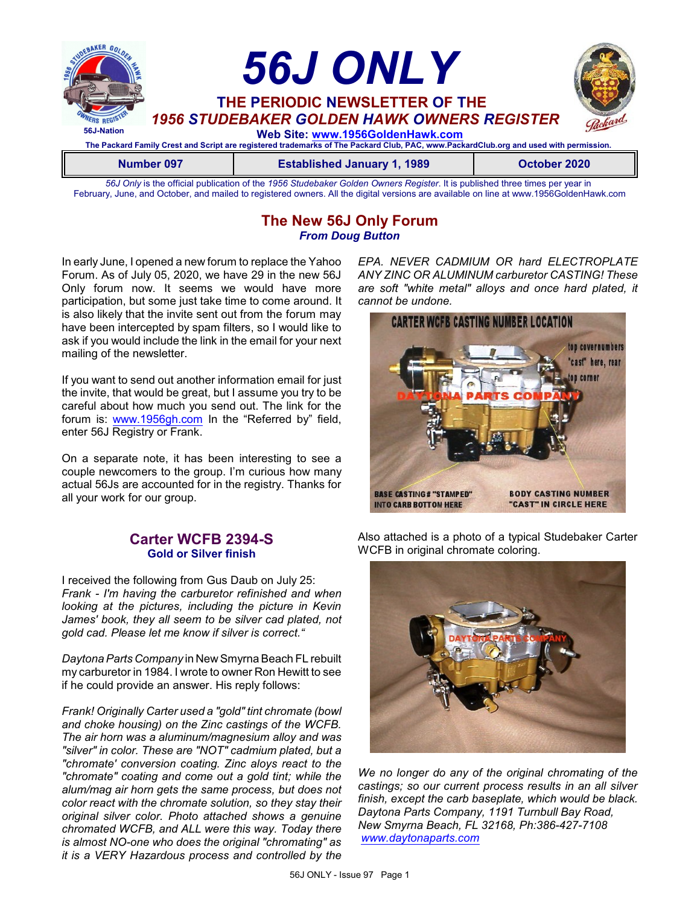# 56J ONLY

**THE PERIODIC NEWSLETTER OF THE**
***1956 STUDEBAKER GOLDEN HAWK OWNERS REGISTER***

**Web Site: www.1956GoldenHawk.com**

56J-Nation

**The Packard Family Crest and Script are registered trademarks of The Packard Club, PAC, www.PackardClub.org and used with permission.**

| Number 097 | Established January 1, 1989 | October 2020 |
|---|---|---|

*56J Only* is the official publication of the *1956 Studebaker Golden Owners Register*. It is published three times per year in February, June, and October, and mailed to registered owners. All the digital versions are available on line at www.1956GoldenHawk.com

## The New 56J Only Forum

***From Doug Button***

In early June, I opened a new forum to replace the Yahoo Forum. As of July 05, 2020, we have 29 in the new 56J Only forum now. It seems we would have more participation, but some just take time to come around. It is also likely that the invite sent out from the forum may have been intercepted by spam filters, so I would like to ask if you would include the link in the email for your next mailing of the newsletter.

If you want to send out another information email for just the invite, that would be great, but I assume you try to be careful about how much you send out. The link for the forum is: www.1956gh.com In the "Referred by" field, enter 56J Registry or Frank.

On a separate note, it has been interesting to see a couple newcomers to the group. I'm curious how many actual 56Js are accounted for in the registry. Thanks for all your work for our group.

## Carter WCFB 2394-S

**Gold or Silver finish**

I received the following from Gus Daub on July 25: *Frank - I'm having the carburetor refinished and when looking at the pictures, including the picture in Kevin James' book, they all seem to be silver cad plated, not gold cad. Please let me know if silver is correct."*

*Daytona Parts Company* in New Smyrna Beach FL rebuilt my carburetor in 1984. I wrote to owner Ron Hewitt to see if he could provide an answer. His reply follows:

*Frank! Originally Carter used a "gold" tint chromate (bowl and choke housing) on the Zinc castings of the WCFB. The air horn was a aluminum/magnesium alloy and was "silver" in color. These are "NOT" cadmium plated, but a "chromate' conversion coating. Zinc aloys react to the "chromate" coating and come out a gold tint; while the alum/mag air horn gets the same process, but does not color react with the chromate solution, so they stay their original silver color. Photo attached shows a genuine chromated WCFB, and ALL were this way. Today there is almost NO-one who does the original "chromating" as it is a VERY Hazardous process and controlled by the EPA. NEVER CADMIUM OR hard ELECTROPLATE ANY ZINC OR ALUMINUM carburetor CASTING! These are soft "white metal" alloys and once hard plated, it cannot be undone.*

CARTER WCFB CASTING NUMBER LOCATION

Also attached is a photo of a typical Studebaker Carter WCFB in original chromate coloring.

*We no longer do any of the original chromating of the castings; so our current process results in an all silver finish, except the carb baseplate, which would be black. Daytona Parts Company, 1191 Turnbull Bay Road, New Smyrna Beach, FL 32168, Ph:386-427-7108 www.daytonaparts.com*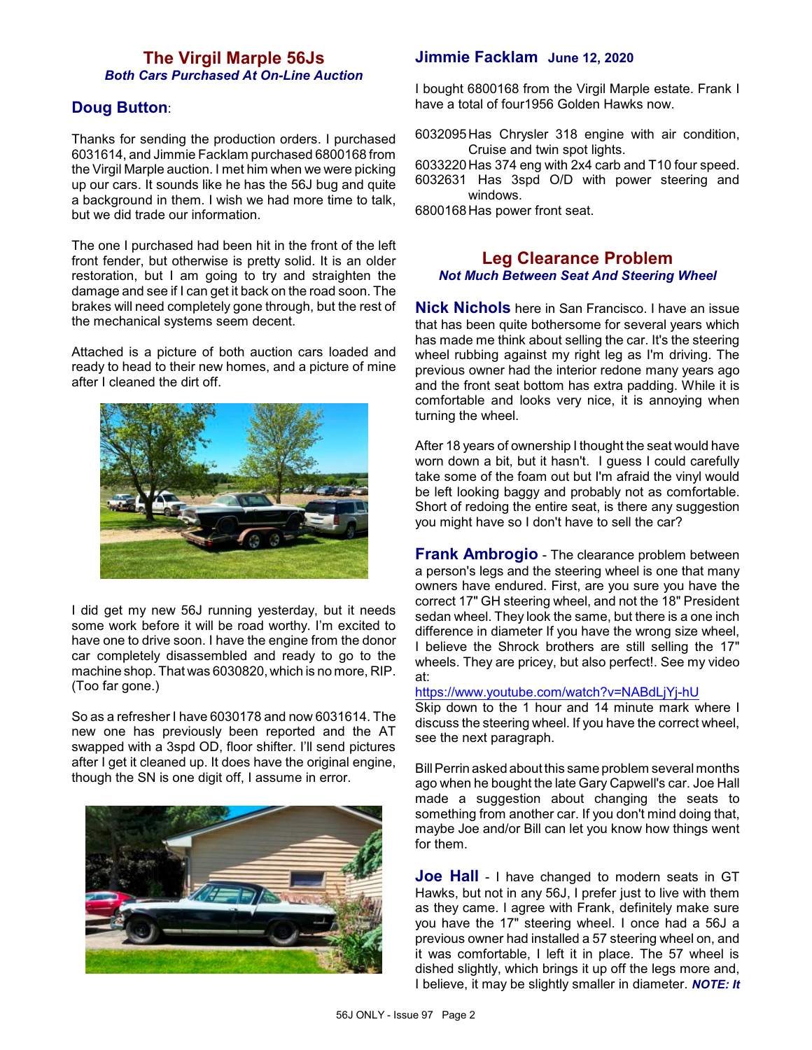## The Virgil Marple 56Js

***Both Cars Purchased At On-Line Auction***

### Doug Button:

Thanks for sending the production orders. I purchased 6031614, and Jimmie Facklam purchased 6800168 from the Virgil Marple auction. I met him when we were picking up our cars. It sounds like he has the 56J bug and quite a background in them. I wish we had more time to talk, but we did trade our information.

The one I purchased had been hit in the front of the left front fender, but otherwise is pretty solid. It is an older restoration, but I am going to try and straighten the damage and see if I can get it back on the road soon. The brakes will need completely gone through, but the rest of the mechanical systems seem decent.

Attached is a picture of both auction cars loaded and ready to head to their new homes, and a picture of mine after I cleaned the dirt off.

I did get my new 56J running yesterday, but it needs some work before it will be road worthy. I'm excited to have one to drive soon. I have the engine from the donor car completely disassembled and ready to go to the machine shop. That was 6030820, which is no more, RIP. (Too far gone.)

So as a refresher I have 6030178 and now 6031614. The new one has previously been reported and the AT swapped with a 3spd OD, floor shifter. I'll send pictures after I get it cleaned up. It does have the original engine, though the SN is one digit off, I assume in error.

### Jimmie Facklam **June 12, 2020**

I bought 6800168 from the Virgil Marple estate. Frank I have a total of four1956 Golden Hawks now.

6032095 Has Chrysler 318 engine with air condition, Cruise and twin spot lights.
6033220 Has 374 eng with 2x4 carb and T10 four speed.
6032631 Has 3spd O/D with power steering and windows.
6800168 Has power front seat.

## Leg Clearance Problem

***Not Much Between Seat And Steering Wheel***

**Nick Nichols** here in San Francisco. I have an issue that has been quite bothersome for several years which has made me think about selling the car. It's the steering wheel rubbing against my right leg as I'm driving. The previous owner had the interior redone many years ago and the front seat bottom has extra padding. While it is comfortable and looks very nice, it is annoying when turning the wheel.

After 18 years of ownership I thought the seat would have worn down a bit, but it hasn't. I guess I could carefully take some of the foam out but I'm afraid the vinyl would be left looking baggy and probably not as comfortable. Short of redoing the entire seat, is there any suggestion you might have so I don't have to sell the car?

**Frank Ambrogio** - The clearance problem between a person's legs and the steering wheel is one that many owners have endured. First, are you sure you have the correct 17" GH steering wheel, and not the 18" President sedan wheel. They look the same, but there is a one inch difference in diameter If you have the wrong size wheel, I believe the Shrock brothers are still selling the 17" wheels. They are pricey, but also perfect!. See my video at:
https://www.youtube.com/watch?v=NABdLjYj-hU
Skip down to the 1 hour and 14 minute mark where I discuss the steering wheel. If you have the correct wheel, see the next paragraph.

Bill Perrin asked about this same problem several months ago when he bought the late Gary Capwell's car. Joe Hall made a suggestion about changing the seats to something from another car. If you don't mind doing that, maybe Joe and/or Bill can let you know how things went for them.

**Joe Hall** - I have changed to modern seats in GT Hawks, but not in any 56J, I prefer just to live with them as they came. I agree with Frank, definitely make sure you have the 17" steering wheel. I once had a 56J a previous owner had installed a 57 steering wheel on, and it was comfortable, I left it in place. The 57 wheel is dished slightly, which brings it up off the legs more and, I believe, it may be slightly smaller in diameter. ***NOTE: It***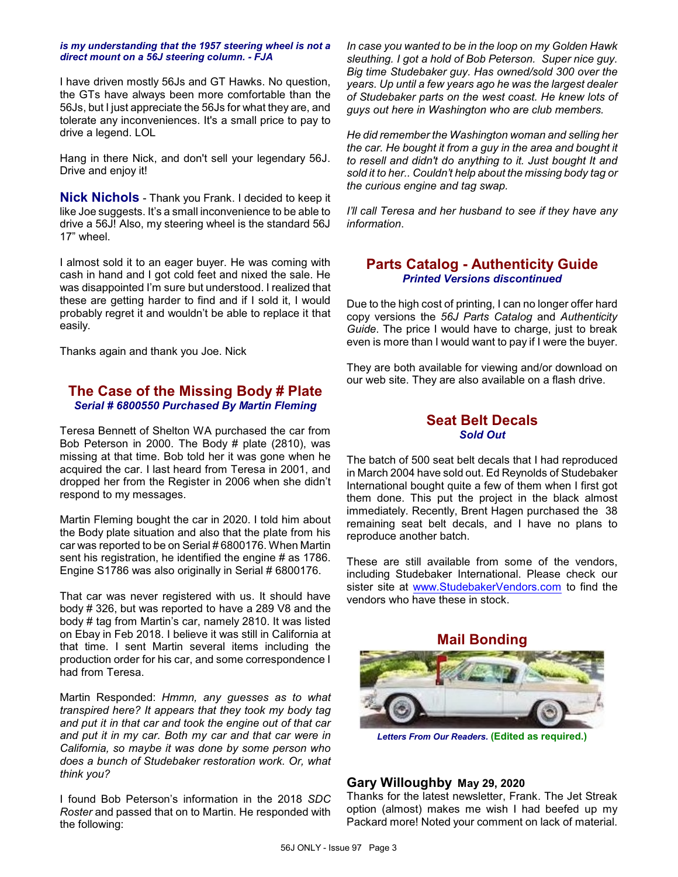***is my understanding that the 1957 steering wheel is not a direct mount on a 56J steering column. - FJA***

I have driven mostly 56Js and GT Hawks. No question, the GTs have always been more comfortable than the 56Js, but I just appreciate the 56Js for what they are, and tolerate any inconveniences. It's a small price to pay to drive a legend. LOL

Hang in there Nick, and don't sell your legendary 56J. Drive and enjoy it!

**Nick Nichols** - Thank you Frank. I decided to keep it like Joe suggests. It's a small inconvenience to be able to drive a 56J! Also, my steering wheel is the standard 56J 17" wheel.

I almost sold it to an eager buyer. He was coming with cash in hand and I got cold feet and nixed the sale. He was disappointed I'm sure but understood. I realized that these are getting harder to find and if I sold it, I would probably regret it and wouldn't be able to replace it that easily.

Thanks again and thank you Joe. Nick

## The Case of the Missing Body # Plate
***Serial # 6800550 Purchased By Martin Fleming***

Teresa Bennett of Shelton WA purchased the car from Bob Peterson in 2000. The Body # plate (2810), was missing at that time. Bob told her it was gone when he acquired the car. I last heard from Teresa in 2001, and dropped her from the Register in 2006 when she didn't respond to my messages.

Martin Fleming bought the car in 2020. I told him about the Body plate situation and also that the plate from his car was reported to be on Serial # 6800176. When Martin sent his registration, he identified the engine # as 1786. Engine S1786 was also originally in Serial # 6800176.

That car was never registered with us. It should have body # 326, but was reported to have a 289 V8 and the body # tag from Martin's car, namely 2810. It was listed on Ebay in Feb 2018. I believe it was still in California at that time. I sent Martin several items including the production order for his car, and some correspondence I had from Teresa.

Martin Responded: *Hmmn, any guesses as to what transpired here? It appears that they took my body tag and put it in that car and took the engine out of that car and put it in my car. Both my car and that car were in California, so maybe it was done by some person who does a bunch of Studebaker restoration work. Or, what think you?*

I found Bob Peterson's information in the 2018 *SDC Roster* and passed that on to Martin. He responded with the following:

*In case you wanted to be in the loop on my Golden Hawk sleuthing. I got a hold of Bob Peterson. Super nice guy. Big time Studebaker guy. Has owned/sold 300 over the years. Up until a few years ago he was the largest dealer of Studebaker parts on the west coast. He knew lots of guys out here in Washington who are club members.*

*He did remember the Washington woman and selling her the car. He bought it from a guy in the area and bought it to resell and didn't do anything to it. Just bought It and sold it to her.. Couldn't help about the missing body tag or the curious engine and tag swap.*

*I'll call Teresa and her husband to see if they have any information*.

## Parts Catalog - Authenticity Guide
***Printed Versions discontinued***

Due to the high cost of printing, I can no longer offer hard copy versions the *56J Parts Catalog* and *Authenticity Guide*. The price I would have to charge, just to break even is more than I would want to pay if I were the buyer.

They are both available for viewing and/or download on our web site. They are also available on a flash drive.

## Seat Belt Decals
***Sold Out***

The batch of 500 seat belt decals that I had reproduced in March 2004 have sold out. Ed Reynolds of Studebaker International bought quite a few of them when I first got them done. This put the project in the black almost immediately. Recently, Brent Hagen purchased the 38 remaining seat belt decals, and I have no plans to reproduce another batch.

These are still available from some of the vendors, including Studebaker International. Please check our sister site at www.StudebakerVendors.com to find the vendors who have these in stock.

## Mail Bonding

***Letters From Our Readers.*** **(Edited as required.)**

### Gary Willoughby May 29, 2020

Thanks for the latest newsletter, Frank. The Jet Streak option (almost) makes me wish I had beefed up my Packard more! Noted your comment on lack of material.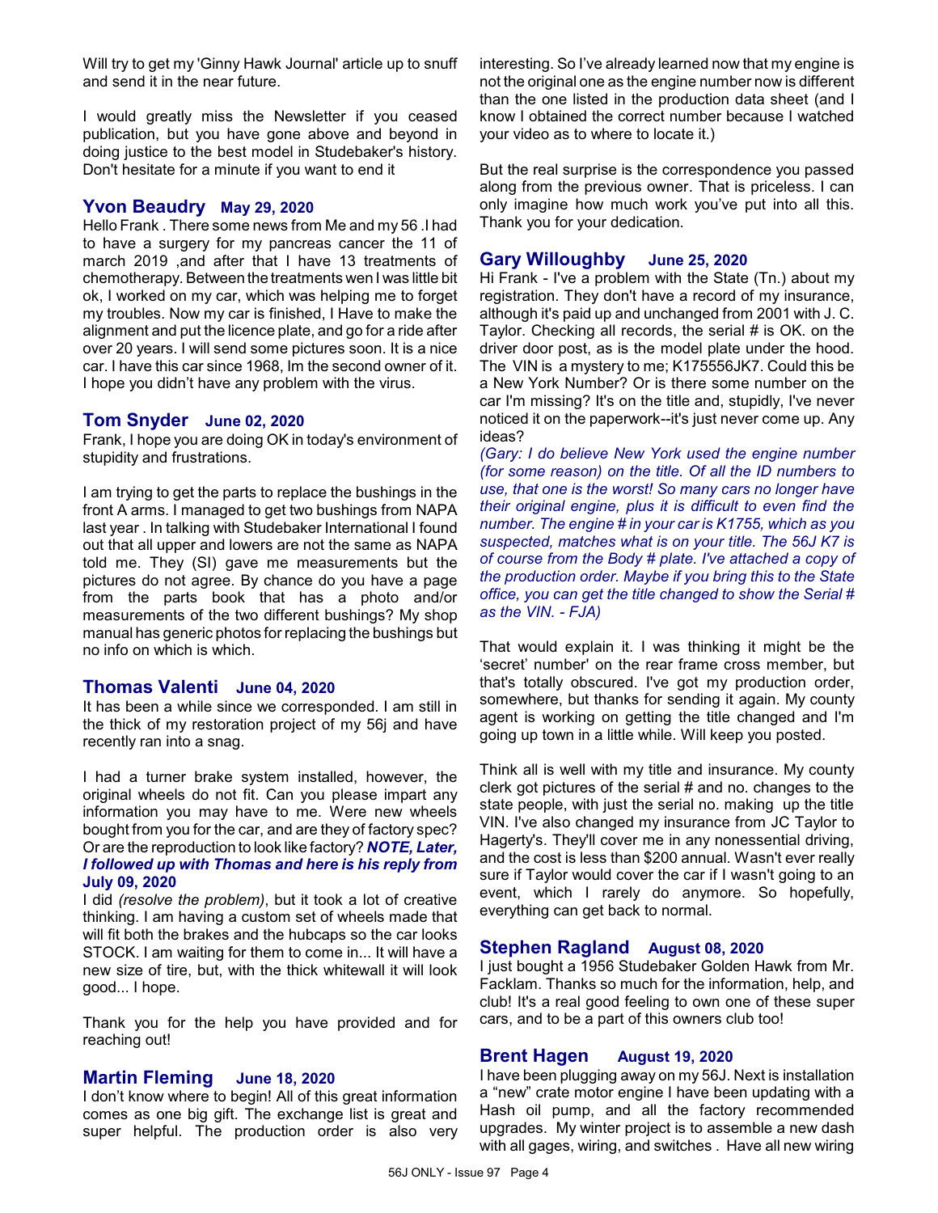Will try to get my 'Ginny Hawk Journal' article up to snuff and send it in the near future.

I would greatly miss the Newsletter if you ceased publication, but you have gone above and beyond in doing justice to the best model in Studebaker's history. Don't hesitate for a minute if you want to end it

## Yvon Beaudry May 29, 2020

Hello Frank . There some news from Me and my 56 .I had to have a surgery for my pancreas cancer the 11 of march 2019 ,and after that I have 13 treatments of chemotherapy. Between the treatments wen I was little bit ok, I worked on my car, which was helping me to forget my troubles. Now my car is finished, I Have to make the alignment and put the licence plate, and go for a ride after over 20 years. I will send some pictures soon. It is a nice car. I have this car since 1968, Im the second owner of it. I hope you didn't have any problem with the virus.

## Tom Snyder June 02, 2020

Frank, I hope you are doing OK in today's environment of stupidity and frustrations.

I am trying to get the parts to replace the bushings in the front A arms. I managed to get two bushings from NAPA last year . In talking with Studebaker International I found out that all upper and lowers are not the same as NAPA told me. They (SI) gave me measurements but the pictures do not agree. By chance do you have a page from the parts book that has a photo and/or measurements of the two different bushings? My shop manual has generic photos for replacing the bushings but no info on which is which.

## Thomas Valenti June 04, 2020

It has been a while since we corresponded. I am still in the thick of my restoration project of my 56j and have recently ran into a snag.

I had a turner brake system installed, however, the original wheels do not fit. Can you please impart any information you may have to me. Were new wheels bought from you for the car, and are they of factory spec? Or are the reproduction to look like factory? ***NOTE, Later, I followed up with Thomas and here is his reply from*** **July 09, 2020**

I did *(resolve the problem)*, but it took a lot of creative thinking. I am having a custom set of wheels made that will fit both the brakes and the hubcaps so the car looks STOCK. I am waiting for them to come in... It will have a new size of tire, but, with the thick whitewall it will look good... I hope.

Thank you for the help you have provided and for reaching out!

## Martin Fleming June 18, 2020

I don't know where to begin! All of this great information comes as one big gift. The exchange list is great and super helpful. The production order is also very interesting. So I've already learned now that my engine is not the original one as the engine number now is different than the one listed in the production data sheet (and I know I obtained the correct number because I watched your video as to where to locate it.)

But the real surprise is the correspondence you passed along from the previous owner. That is priceless. I can only imagine how much work you've put into all this. Thank you for your dedication.

## Gary Willoughby June 25, 2020

Hi Frank - I've a problem with the State (Tn.) about my registration. They don't have a record of my insurance, although it's paid up and unchanged from 2001 with J. C. Taylor. Checking all records, the serial # is OK. on the driver door post, as is the model plate under the hood. The VIN is a mystery to me; K175556JK7. Could this be a New York Number? Or is there some number on the car I'm missing? It's on the title and, stupidly, I've never noticed it on the paperwork--it's just never come up. Any ideas?

*(Gary: I do believe New York used the engine number (for some reason) on the title. Of all the ID numbers to use, that one is the worst! So many cars no longer have their original engine, plus it is difficult to even find the number. The engine # in your car is K1755, which as you suspected, matches what is on your title. The 56J K7 is of course from the Body # plate. I've attached a copy of the production order. Maybe if you bring this to the State office, you can get the title changed to show the Serial # as the VIN. - FJA)*

That would explain it. I was thinking it might be the 'secret' number' on the rear frame cross member, but that's totally obscured. I've got my production order, somewhere, but thanks for sending it again. My county agent is working on getting the title changed and I'm going up town in a little while. Will keep you posted.

Think all is well with my title and insurance. My county clerk got pictures of the serial # and no. changes to the state people, with just the serial no. making up the title VIN. I've also changed my insurance from JC Taylor to Hagerty's. They'll cover me in any nonessential driving, and the cost is less than $200 annual. Wasn't ever really sure if Taylor would cover the car if I wasn't going to an event, which I rarely do anymore. So hopefully, everything can get back to normal.

## Stephen Ragland August 08, 2020

I just bought a 1956 Studebaker Golden Hawk from Mr. Facklam. Thanks so much for the information, help, and club! It's a real good feeling to own one of these super cars, and to be a part of this owners club too!

## Brent Hagen August 19, 2020

I have been plugging away on my 56J. Next is installation a "new" crate motor engine I have been updating with a Hash oil pump, and all the factory recommended upgrades. My winter project is to assemble a new dash with all gages, wiring, and switches . Have all new wiring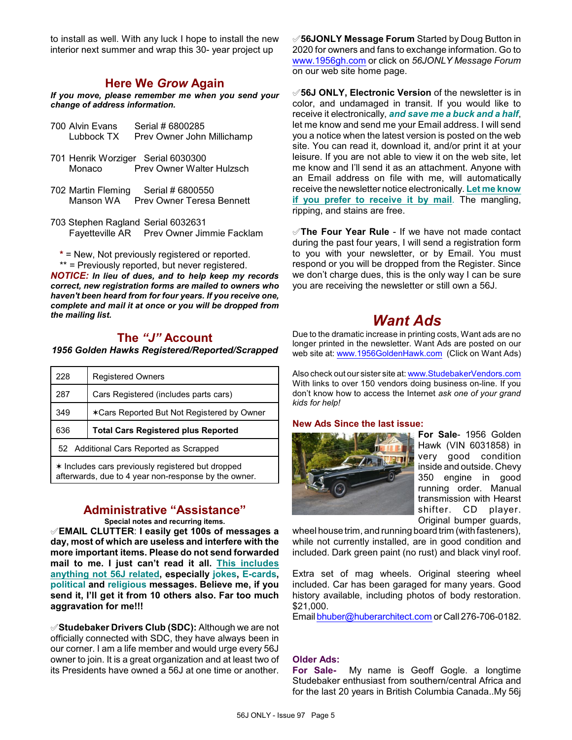to install as well. With any luck I hope to install the new interior next summer and wrap this 30- year project up

## Here We *Grow* Again

***If you move, please remember me when you send your change of address information.***

700 Alvin Evans Serial # 6800285
Lubbock TX Prev Owner John Millichamp

701 Henrik Worziger Serial 6030300
Monaco Prev Owner Walter Hulzsch

702 Martin Fleming Serial # 6800550
Manson WA Prev Owner Teresa Bennett

703 Stephen Ragland Serial 6032631
Fayetteville AR Prev Owner Jimmie Facklam

\* = New, Not previously registered or reported.
\*\* = Previously reported, but never registered.

***NOTICE:*** ***In lieu of dues, and to help keep my records correct, new registration forms are mailed to owners who haven't been heard from for four years. If you receive one, complete and mail it at once or you will be dropped from the mailing list.***

## The *"J"* Account

***1956 Golden Hawks Registered/Reported/Scrapped***

| | |
|---|---|
| 228 | Registered Owners |
| 287 | Cars Registered (includes parts cars) |
| 349 | ✶Cars Reported But Not Registered by Owner |
| 636 | **Total Cars Registered plus Reported** |
| 52 Additional Cars Reported as Scrapped | |
| ✶ Includes cars previously registered but dropped afterwards, due to 4 year non-response by the owner. | |

## Administrative "Assistance"

**Special notes and recurring items.**

✐**EMAIL CLUTTER**: **I easily get 100s of messages a day, most of which are useless and interfere with the more important items. Please do not send forwarded mail to me. I just can't read it all. This includes anything not 56J related, especially jokes, E-cards, political and religious messages. Believe me, if you send it, I'll get it from 10 others also. Far too much aggravation for me!!!**

✐**Studebaker Drivers Club (SDC):** Although we are not officially connected with SDC, they have always been in our corner. I am a life member and would urge every 56J owner to join. It is a great organization and at least two of its Presidents have owned a 56J at one time or another.

✐**56JONLY Message Forum** Started by Doug Button in 2020 for owners and fans to exchange information. Go to www.1956gh.com or click on *56JONLY Message Forum* on our web site home page.

✐**56J ONLY, Electronic Version** of the newsletter is in color, and undamaged in transit. If you would like to receive it electronically, ***and save me a buck and a half***, let me know and send me your Email address. I will send you a notice when the latest version is posted on the web site. You can read it, download it, and/or print it at your leisure. If you are not able to view it on the web site, let me know and I'll send it as an attachment. Anyone with an Email address on file with me, will automatically receive the newsletter notice electronically. **Let me know if you prefer to receive it by mail**. The mangling, ripping, and stains are free.

✐**The Four Year Rule** - If we have not made contact during the past four years, I will send a registration form to you with your newsletter, or by Email. You must respond or you will be dropped from the Register. Since we don't charge dues, this is the only way I can be sure you are receiving the newsletter or still own a 56J.

## *Want Ads*

Due to the dramatic increase in printing costs, Want ads are no longer printed in the newsletter. Want Ads are posted on our web site at: www.1956GoldenHawk.com (Click on Want Ads)

Also check out our sister site at: www.StudebakerVendors.com With links to over 150 vendors doing business on-line. If you don't know how to access the Internet *ask one of your grand kids for help!*

### New Ads Since the last issue:

**For Sale**- 1956 Golden Hawk (VIN 6031858) in very good condition inside and outside. Chevy 350 engine in good running order. Manual transmission with Hearst shifter. CD player. Original bumper guards, wheel house trim, and running board trim (with fasteners), while not currently installed, are in good condition and included. Dark green paint (no rust) and black vinyl roof.

Extra set of mag wheels. Original steering wheel included. Car has been garaged for many years. Good history available, including photos of body restoration. $21,000.
Email bhuber@huberarchitect.com or Call 276-706-0182.

### Older Ads:

**For Sale-** My name is Geoff Gogle. a longtime Studebaker enthusiast from southern/central Africa and for the last 20 years in British Columbia Canada..My 56j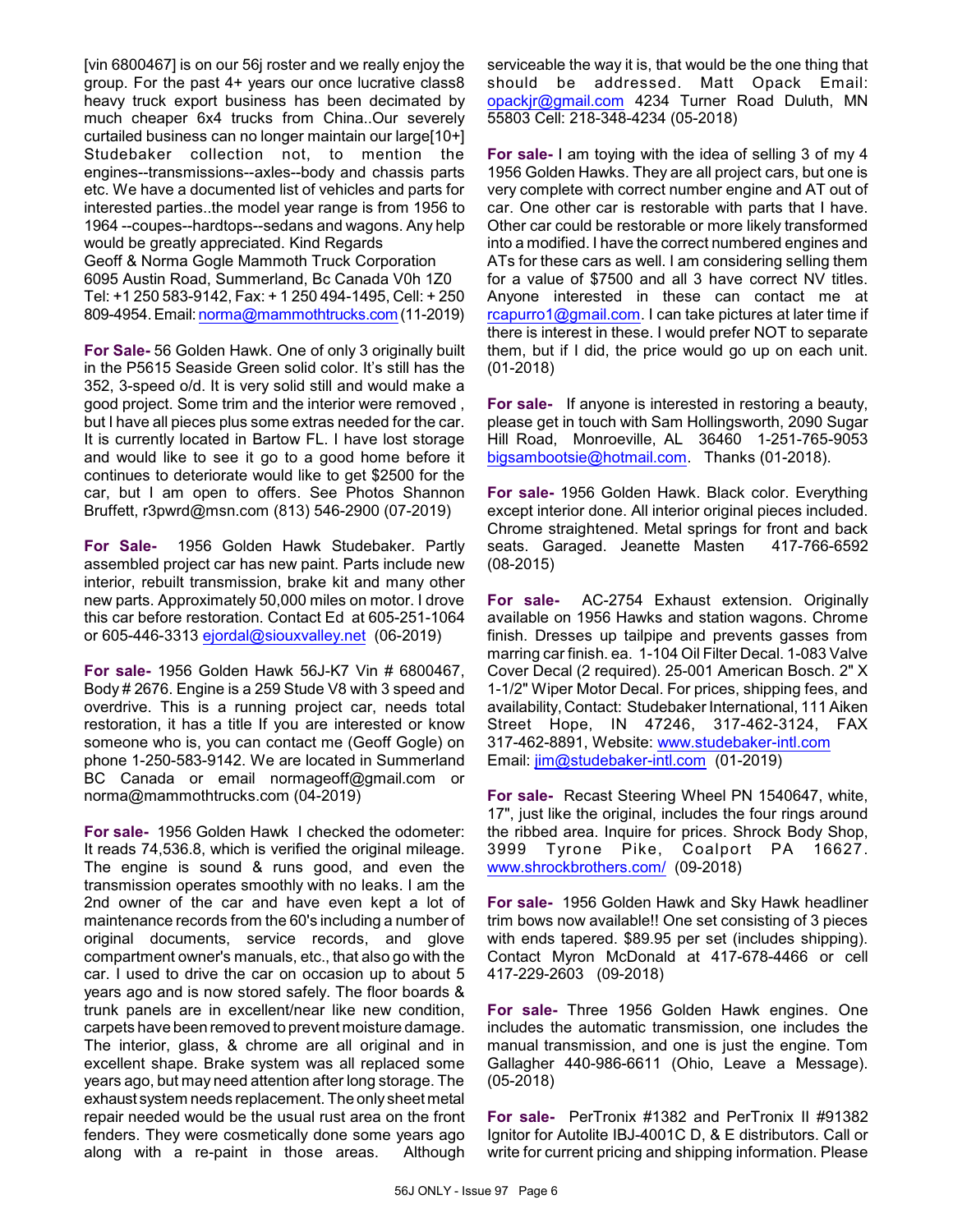[vin 6800467] is on our 56j roster and we really enjoy the group. For the past 4+ years our once lucrative class8 heavy truck export business has been decimated by much cheaper 6x4 trucks from China..Our severely curtailed business can no longer maintain our large[10+] Studebaker collection not, to mention the engines--transmissions--axles--body and chassis parts etc. We have a documented list of vehicles and parts for interested parties..the model year range is from 1956 to 1964 --coupes--hardtops--sedans and wagons. Any help would be greatly appreciated. Kind Regards
Geoff & Norma Gogle Mammoth Truck Corporation
6095 Austin Road, Summerland, Bc Canada V0h 1Z0
Tel: +1 250 583-9142, Fax: + 1 250 494-1495, Cell: + 250 809-4954. Email: norma@mammothtrucks.com (11-2019)

**For Sale-** 56 Golden Hawk. One of only 3 originally built in the P5615 Seaside Green solid color. It's still has the 352, 3-speed o/d. It is very solid still and would make a good project. Some trim and the interior were removed , but I have all pieces plus some extras needed for the car. It is currently located in Bartow FL. I have lost storage and would like to see it go to a good home before it continues to deteriorate would like to get $2500 for the car, but I am open to offers. See Photos Shannon Bruffett, r3pwrd@msn.com (813) 546-2900 (07-2019)

**For Sale-** 1956 Golden Hawk Studebaker. Partly assembled project car has new paint. Parts include new interior, rebuilt transmission, brake kit and many other new parts. Approximately 50,000 miles on motor. I drove this car before restoration. Contact Ed at 605-251-1064 or 605-446-3313 ejordal@siouxvalley.net (06-2019)

**For sale-** 1956 Golden Hawk 56J-K7 Vin # 6800467, Body # 2676. Engine is a 259 Stude V8 with 3 speed and overdrive. This is a running project car, needs total restoration, it has a title If you are interested or know someone who is, you can contact me (Geoff Gogle) on phone 1-250-583-9142. We are located in Summerland BC Canada or email normageoff@gmail.com or norma@mammothtrucks.com (04-2019)

**For sale-** 1956 Golden Hawk I checked the odometer: It reads 74,536.8, which is verified the original mileage. The engine is sound & runs good, and even the transmission operates smoothly with no leaks. I am the 2nd owner of the car and have even kept a lot of maintenance records from the 60's including a number of original documents, service records, and glove compartment owner's manuals, etc., that also go with the car. I used to drive the car on occasion up to about 5 years ago and is now stored safely. The floor boards & trunk panels are in excellent/near like new condition, carpets have been removed to prevent moisture damage. The interior, glass, & chrome are all original and in excellent shape. Brake system was all replaced some years ago, but may need attention after long storage. The exhaust system needs replacement. The only sheet metal repair needed would be the usual rust area on the front fenders. They were cosmetically done some years ago along with a re-paint in those areas. Although serviceable the way it is, that would be the one thing that should be addressed. Matt Opack Email: opackjr@gmail.com 4234 Turner Road Duluth, MN 55803 Cell: 218-348-4234 (05-2018)

**For sale-** I am toying with the idea of selling 3 of my 4 1956 Golden Hawks. They are all project cars, but one is very complete with correct number engine and AT out of car. One other car is restorable with parts that I have. Other car could be restorable or more likely transformed into a modified. I have the correct numbered engines and ATs for these cars as well. I am considering selling them for a value of $7500 and all 3 have correct NV titles. Anyone interested in these can contact me at rcapurro1@gmail.com. I can take pictures at later time if there is interest in these. I would prefer NOT to separate them, but if I did, the price would go up on each unit. (01-2018)

**For sale-** If anyone is interested in restoring a beauty, please get in touch with Sam Hollingsworth, 2090 Sugar Hill Road, Monroeville, AL 36460 1-251-765-9053 bigsambootsie@hotmail.com. Thanks (01-2018).

**For sale-** 1956 Golden Hawk. Black color. Everything except interior done. All interior original pieces included. Chrome straightened. Metal springs for front and back seats. Garaged. Jeanette Masten 417-766-6592 (08-2015)

**For sale-** AC-2754 Exhaust extension. Originally available on 1956 Hawks and station wagons. Chrome finish. Dresses up tailpipe and prevents gasses from marring car finish. ea. 1-104 Oil Filter Decal. 1-083 Valve Cover Decal (2 required). 25-001 American Bosch. 2" X 1-1/2" Wiper Motor Decal. For prices, shipping fees, and availability, Contact: Studebaker International, 111 Aiken Street Hope, IN 47246, 317-462-3124, FAX 317-462-8891, Website: www.studebaker-intl.com Email: jim@studebaker-intl.com (01-2019)

**For sale-** Recast Steering Wheel PN 1540647, white, 17", just like the original, includes the four rings around the ribbed area. Inquire for prices. Shrock Body Shop, 3999 Tyrone Pike, Coalport PA 16627. www.shrockbrothers.com/ (09-2018)

**For sale-** 1956 Golden Hawk and Sky Hawk headliner trim bows now available!! One set consisting of 3 pieces with ends tapered. $89.95 per set (includes shipping). Contact Myron McDonald at 417-678-4466 or cell 417-229-2603 (09-2018)

**For sale-** Three 1956 Golden Hawk engines. One includes the automatic transmission, one includes the manual transmission, and one is just the engine. Tom Gallagher 440-986-6611 (Ohio, Leave a Message). (05-2018)

**For sale-** PerTronix #1382 and PerTronix II #91382 Ignitor for Autolite IBJ-4001C D, & E distributors. Call or write for current pricing and shipping information. Please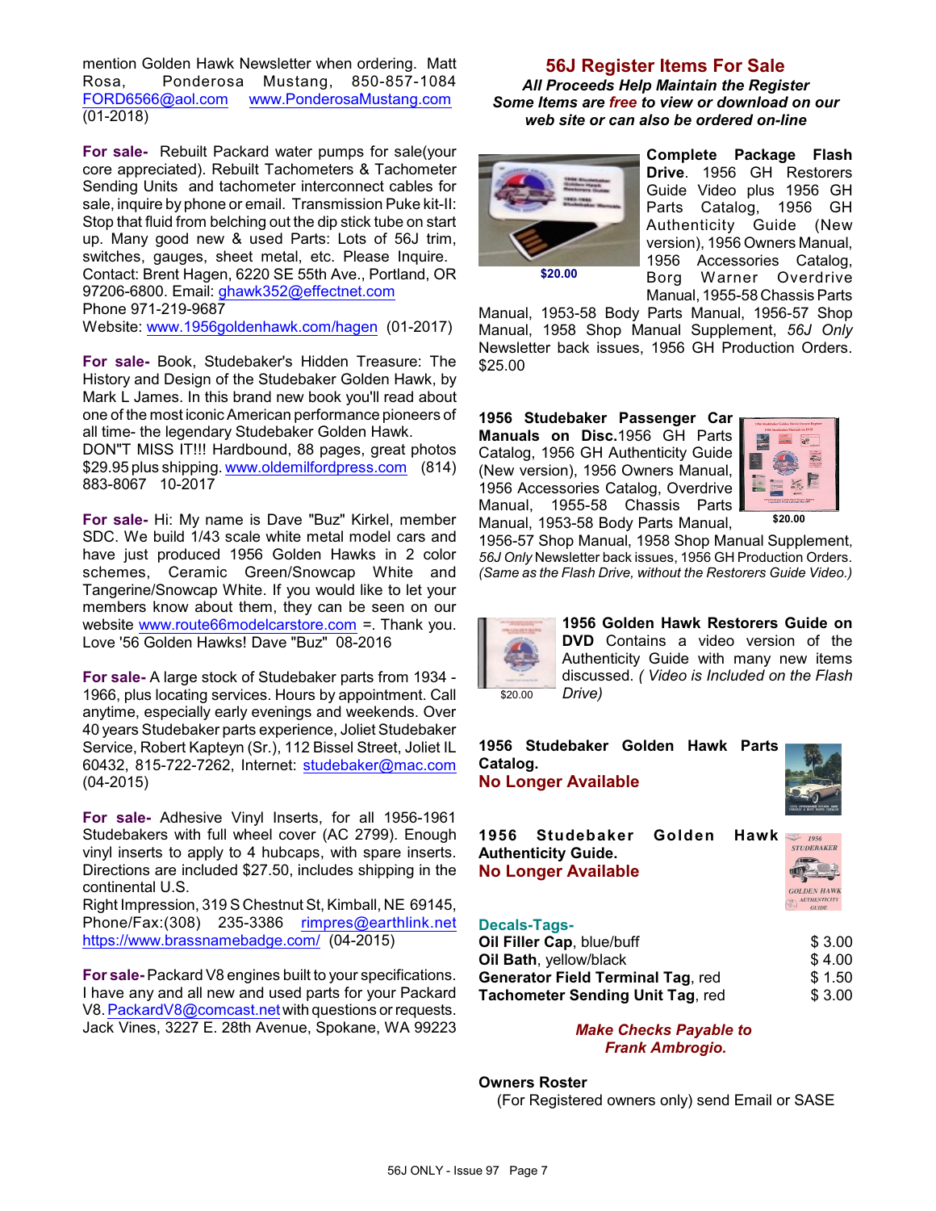mention Golden Hawk Newsletter when ordering. Matt Rosa, Ponderosa Mustang, 850-857-1084 FORD6566@aol.com www.PonderosaMustang.com (01-2018)

**For sale-** Rebuilt Packard water pumps for sale(your core appreciated). Rebuilt Tachometers & Tachometer Sending Units and tachometer interconnect cables for sale, inquire by phone or email. Transmission Puke kit-II: Stop that fluid from belching out the dip stick tube on start up. Many good new & used Parts: Lots of 56J trim, switches, gauges, sheet metal, etc. Please Inquire. Contact: Brent Hagen, 6220 SE 55th Ave., Portland, OR 97206-6800. Email: ghawk352@effectnet.com
Phone 971-219-9687
Website: www.1956goldenhawk.com/hagen (01-2017)

**For sale-** Book, Studebaker's Hidden Treasure: The History and Design of the Studebaker Golden Hawk, by Mark L James. In this brand new book you'll read about one of the most iconic American performance pioneers of all time- the legendary Studebaker Golden Hawk.
DON"T MISS IT!!! Hardbound, 88 pages, great photos $29.95 plus shipping. www.oldemilfordpress.com (814) 883-8067 10-2017

**For sale-** Hi: My name is Dave "Buz" Kirkel, member SDC. We build 1/43 scale white metal model cars and have just produced 1956 Golden Hawks in 2 color schemes, Ceramic Green/Snowcap White and Tangerine/Snowcap White. If you would like to let your members know about them, they can be seen on our website www.route66modelcarstore.com =. Thank you. Love '56 Golden Hawks! Dave "Buz" 08-2016

**For sale-** A large stock of Studebaker parts from 1934 - 1966, plus locating services. Hours by appointment. Call anytime, especially early evenings and weekends. Over 40 years Studebaker parts experience, Joliet Studebaker Service, Robert Kapteyn (Sr.), 112 Bissel Street, Joliet IL 60432, 815-722-7262, Internet: studebaker@mac.com (04-2015)

**For sale-** Adhesive Vinyl Inserts, for all 1956-1961 Studebakers with full wheel cover (AC 2799). Enough vinyl inserts to apply to 4 hubcaps, with spare inserts. Directions are included $27.50, includes shipping in the continental U.S.
Right Impression, 319 S Chestnut St, Kimball, NE 69145, Phone/Fax:(308) 235-3386 rimpres@earthlink.net https://www.brassnamebadge.com/ (04-2015)

**For sale-** Packard V8 engines built to your specifications. I have any and all new and used parts for your Packard V8. PackardV8@comcast.net with questions or requests. Jack Vines, 3227 E. 28th Avenue, Spokane, WA 99223

## 56J Register Items For Sale

***All Proceeds Help Maintain the Register***
***Some Items are free to view or download on our web site or can also be ordered on-line***

**Complete Package Flash Drive**. 1956 GH Restorers Guide Video plus 1956 GH Parts Catalog, 1956 GH Authenticity Guide (New version), 1956 Owners Manual, 1956 Accessories Catalog, Borg Warner Overdrive Manual, 1955-58 Chassis Parts Manual, 1953-58 Body Parts Manual, 1956-57 Shop Manual, 1958 Shop Manual Supplement, *56J Only* Newsletter back issues, 1956 GH Production Orders. $25.00

$20.00

**1956 Studebaker Passenger Car Manuals on Disc.** 1956 GH Parts Catalog, 1956 GH Authenticity Guide (New version), 1956 Owners Manual, 1956 Accessories Catalog, Overdrive Manual, 1955-58 Chassis Parts Manual, 1953-58 Body Parts Manual, 1956-57 Shop Manual, 1958 Shop Manual Supplement, *56J Only* Newsletter back issues, 1956 GH Production Orders. *(Same as the Flash Drive, without the Restorers Guide Video.)*

$20.00

**1956 Golden Hawk Restorers Guide on DVD** Contains a video version of the Authenticity Guide with many new items discussed. *( Video is Included on the Flash Drive)*

$20.00

**1956 Studebaker Golden Hawk Parts Catalog.**
**No Longer Available**

**1956 Studebaker Golden Hawk Authenticity Guide.**
**No Longer Available**

**Decals-Tags-**

| | |
|---|---|
| **Oil Filler Cap**, blue/buff | $ 3.00 |
| **Oil Bath**, yellow/black | $ 4.00 |
| **Generator Field Terminal Tag**, red | $ 1.50 |
| **Tachometer Sending Unit Tag**, red | $ 3.00 |

***Make Checks Payable to Frank Ambrogio.***

**Owners Roster**
(For Registered owners only) send Email or SASE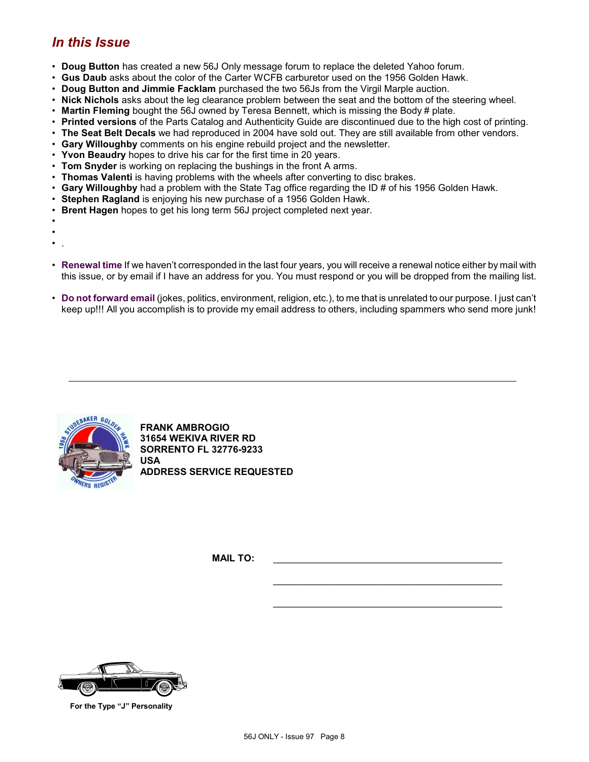## *In this Issue*

- **Doug Button** has created a new 56J Only message forum to replace the deleted Yahoo forum.
- **Gus Daub** asks about the color of the Carter WCFB carburetor used on the 1956 Golden Hawk.
- **Doug Button and Jimmie Facklam** purchased the two 56Js from the Virgil Marple auction.
- **Nick Nichols** asks about the leg clearance problem between the seat and the bottom of the steering wheel.
- **Martin Fleming** bought the 56J owned by Teresa Bennett, which is missing the Body # plate.
- **Printed versions** of the Parts Catalog and Authenticity Guide are discontinued due to the high cost of printing.
- **The Seat Belt Decals** we had reproduced in 2004 have sold out. They are still available from other vendors.
- **Gary Willoughby** comments on his engine rebuild project and the newsletter.
- **Yvon Beaudry** hopes to drive his car for the first time in 20 years.
- **Tom Snyder** is working on replacing the bushings in the front A arms.
- **Thomas Valenti** is having problems with the wheels after converting to disc brakes.
- **Gary Willoughby** had a problem with the State Tag office regarding the ID # of his 1956 Golden Hawk.
- **Stephen Ragland** is enjoying his new purchase of a 1956 Golden Hawk.
- **Brent Hagen** hopes to get his long term 56J project completed next year.
- 
- 
- .

- **Renewal time** If we haven't corresponded in the last four years, you will receive a renewal notice either by mail with this issue, or by email if I have an address for you. You must respond or you will be dropped from the mailing list.

- **Do not forward email** (jokes, politics, environment, religion, etc.), to me that is unrelated to our purpose. I just can't keep up!!! All you accomplish is to provide my email address to others, including spammers who send more junk!

---

1956 STUDEBAKER GOLDEN HAWK OWNERS REGISTER

**FRANK AMBROGIO**
**31654 WEKIVA RIVER RD**
**SORRENTO FL 32776-9233**
**USA**
**ADDRESS SERVICE REQUESTED**

**MAIL TO:** ____________________________________________

____________________________________________

____________________________________________

**For the Type "J" Personality**